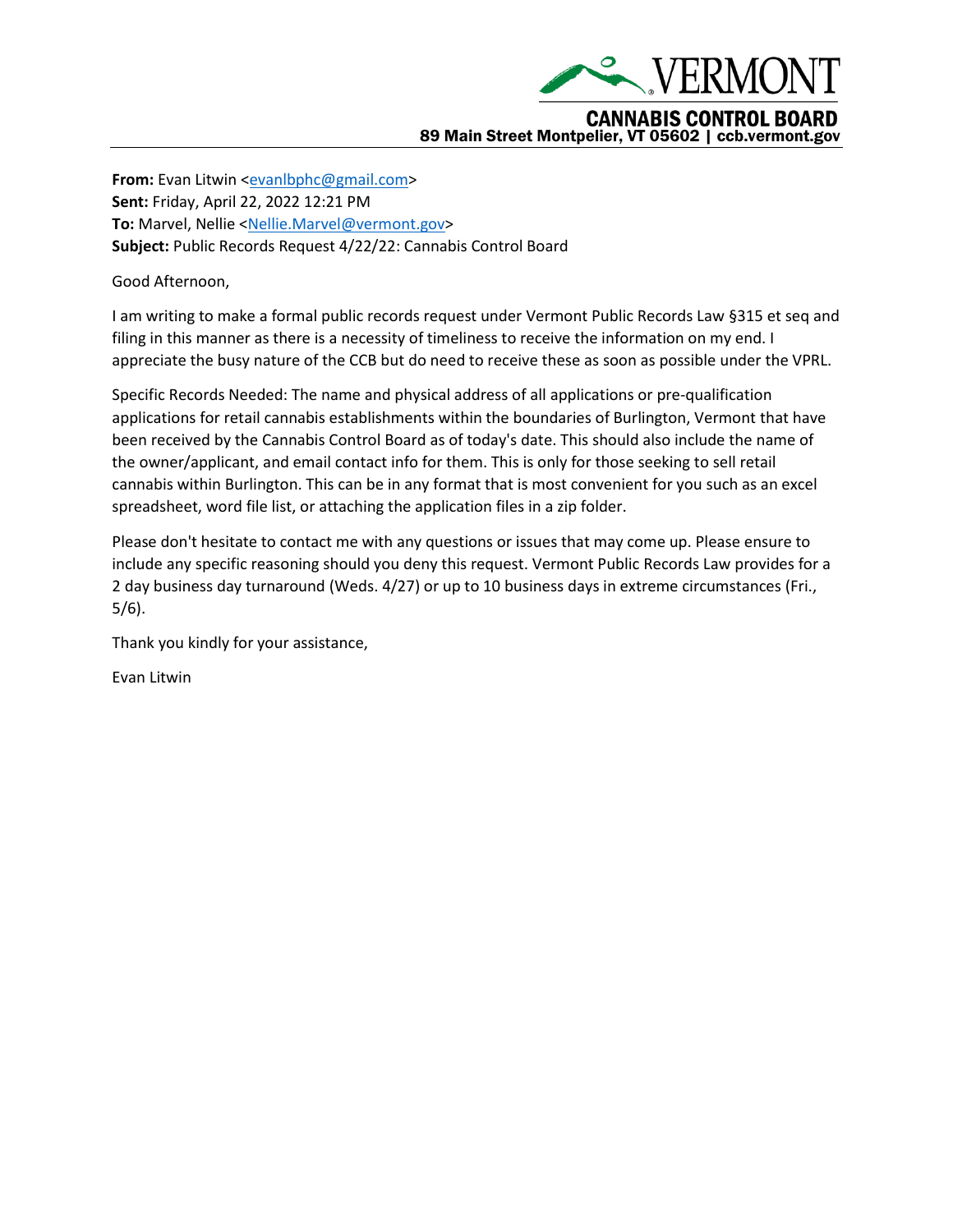VERMONT

**CANNABIS CONTROL BOARD**
**89 Main Street Montpelier, VT 05602 | ccb.vermont.gov**

---

**From:** Evan Litwin <evanlbphc@gmail.com>
**Sent:** Friday, April 22, 2022 12:21 PM
**To:** Marvel, Nellie <Nellie.Marvel@vermont.gov>
**Subject:** Public Records Request 4/22/22: Cannabis Control Board

Good Afternoon,

I am writing to make a formal public records request under Vermont Public Records Law §315 et seq and filing in this manner as there is a necessity of timeliness to receive the information on my end. I appreciate the busy nature of the CCB but do need to receive these as soon as possible under the VPRL.

Specific Records Needed: The name and physical address of all applications or pre-qualification applications for retail cannabis establishments within the boundaries of Burlington, Vermont that have been received by the Cannabis Control Board as of today's date. This should also include the name of the owner/applicant, and email contact info for them. This is only for those seeking to sell retail cannabis within Burlington. This can be in any format that is most convenient for you such as an excel spreadsheet, word file list, or attaching the application files in a zip folder.

Please don't hesitate to contact me with any questions or issues that may come up. Please ensure to include any specific reasoning should you deny this request. Vermont Public Records Law provides for a 2 day business day turnaround (Weds. 4/27) or up to 10 business days in extreme circumstances (Fri., 5/6).

Thank you kindly for your assistance,

Evan Litwin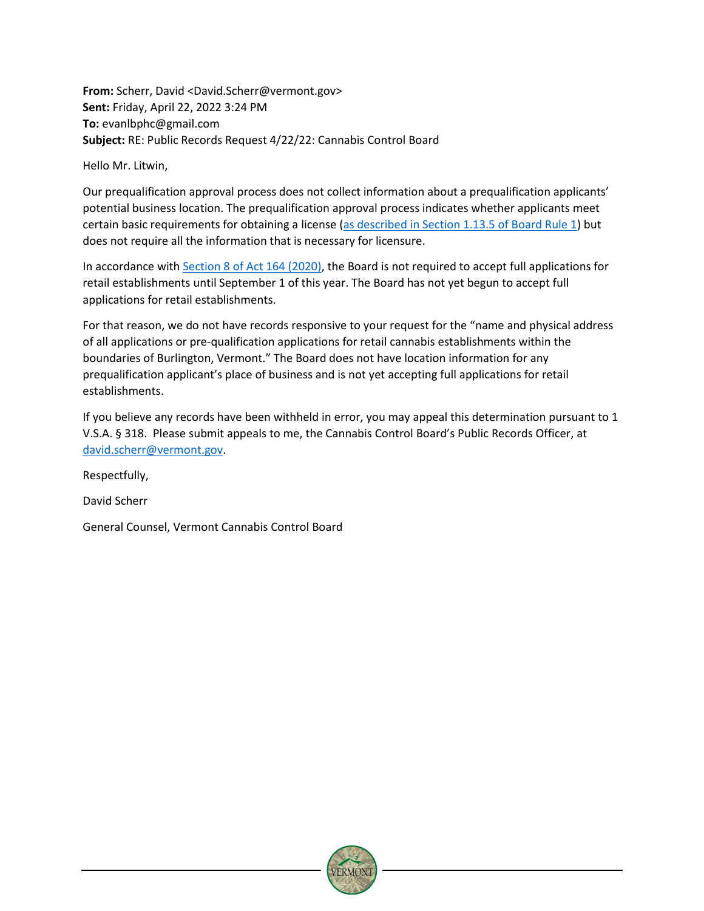**From:** Scherr, David <David.Scherr@vermont.gov>
**Sent:** Friday, April 22, 2022 3:24 PM
**To:** evanlbphc@gmail.com
**Subject:** RE: Public Records Request 4/22/22: Cannabis Control Board

Hello Mr. Litwin,

Our prequalification approval process does not collect information about a prequalification applicants' potential business location. The prequalification approval process indicates whether applicants meet certain basic requirements for obtaining a license (as described in Section 1.13.5 of Board Rule 1) but does not require all the information that is necessary for licensure.

In accordance with Section 8 of Act 164 (2020), the Board is not required to accept full applications for retail establishments until September 1 of this year. The Board has not yet begun to accept full applications for retail establishments.

For that reason, we do not have records responsive to your request for the "name and physical address of all applications or pre-qualification applications for retail cannabis establishments within the boundaries of Burlington, Vermont." The Board does not have location information for any prequalification applicant's place of business and is not yet accepting full applications for retail establishments.

If you believe any records have been withheld in error, you may appeal this determination pursuant to 1 V.S.A. § 318. Please submit appeals to me, the Cannabis Control Board's Public Records Officer, at david.scherr@vermont.gov.

Respectfully,

David Scherr

General Counsel, Vermont Cannabis Control Board